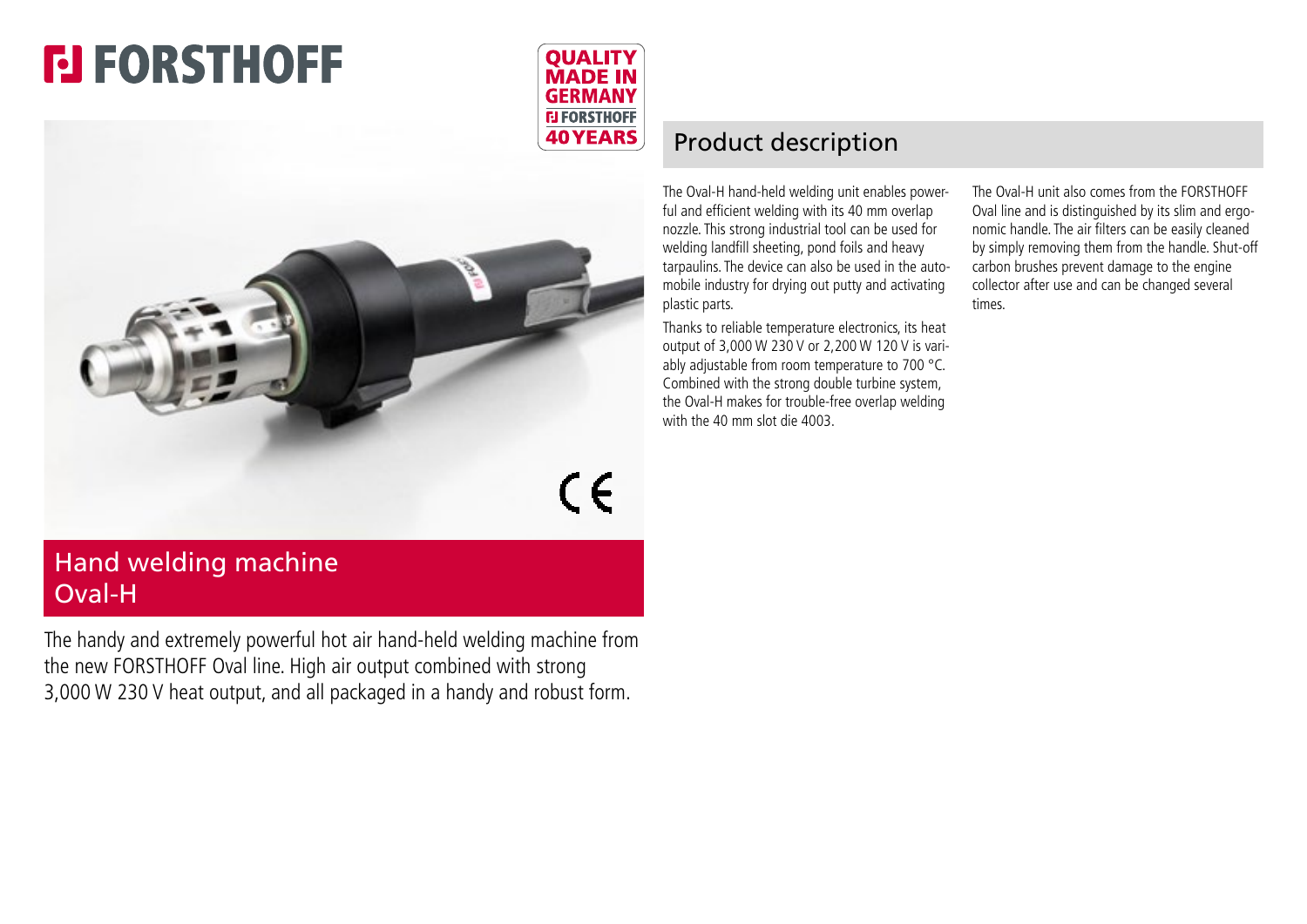# FORSTHOFF

QUALITY MADE IN GERMANY
FORSTHOFF 40 YEARS

## Hand welding machine Oval-H

The handy and extremely powerful hot air hand-held welding machine from the new FORSTHOFF Oval line. High air output combined with strong 3,000 W 230 V heat output, and all packaged in a handy and robust form.

## Product description

The Oval-H hand-held welding unit enables powerful and efficient welding with its 40 mm overlap nozzle. This strong industrial tool can be used for welding landfill sheeting, pond foils and heavy tarpaulins. The device can also be used in the automobile industry for drying out putty and activating plastic parts.

Thanks to reliable temperature electronics, its heat output of 3,000 W 230 V or 2,200 W 120 V is variably adjustable from room temperature to 700 °C. Combined with the strong double turbine system, the Oval-H makes for trouble-free overlap welding with the 40 mm slot die 4003.

The Oval-H unit also comes from the FORSTHOFF Oval line and is distinguished by its slim and ergonomic handle. The air filters can be easily cleaned by simply removing them from the handle. Shut-off carbon brushes prevent damage to the engine collector after use and can be changed several times.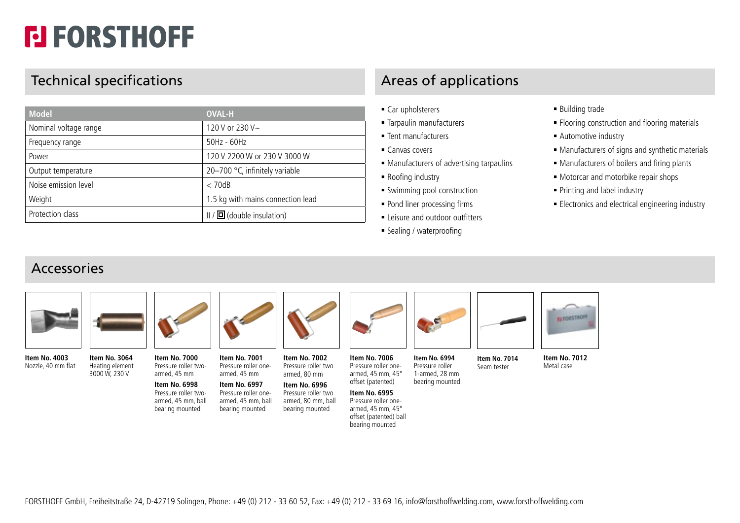# FORSTHOFF

## Technical specifications

| Model | OVAL-H |
|---|---|
| Nominal voltage range | 120 V or 230 V~ |
| Frequency range | 50Hz - 60Hz |
| Power | 120 V 2200 W or 230 V 3000 W |
| Output temperature | 20–700 °C, infinitely variable |
| Noise emission level | < 70dB |
| Weight | 1.5 kg with mains connection lead |
| Protection class | II / ⧈ (double insulation) |

## Areas of applications

- Car upholsterers
- Tarpaulin manufacturers
- Tent manufacturers
- Canvas covers
- Manufacturers of advertising tarpaulins
- Roofing industry
- Swimming pool construction
- Pond liner processing firms
- Leisure and outdoor outfitters
- Sealing / waterproofing
- Building trade
- Flooring construction and flooring materials
- Automotive industry
- Manufacturers of signs and synthetic materials
- Manufacturers of boilers and firing plants
- Motorcar and motorbike repair shops
- Printing and label industry
- Electronics and electrical engineering industry

## Accessories

**Item No. 4003**
Nozzle, 40 mm flat

**Item No. 3064**
Heating element 3000 W, 230 V

**Item No. 7000**
Pressure roller two-armed, 45 mm

**Item No. 6998**
Pressure roller two-armed, 45 mm, ball bearing mounted

**Item No. 7001**
Pressure roller one-armed, 45 mm

**Item No. 6997**
Pressure roller one-armed, 45 mm, ball bearing mounted

**Item No. 7002**
Pressure roller two armed, 80 mm

**Item No. 6996**
Pressure roller two armed, 80 mm, ball bearing mounted

**Item No. 7006**
Pressure roller one-armed, 45 mm, 45° offset (patented)

**Item No. 6995**
Pressure roller one-armed, 45 mm, 45° offset (patented) ball bearing mounted

**Item No. 6994**
Pressure roller 1-armed, 28 mm bearing mounted

**Item No. 7014**
Seam tester

**Item No. 7012**
Metal case

FORSTHOFF GmbH, Freiheitstraße 24, D-42719 Solingen, Phone: +49 (0) 212 - 33 60 52, Fax: +49 (0) 212 - 33 69 16, info@forsthoffwelding.com, www.forsthoffwelding.com